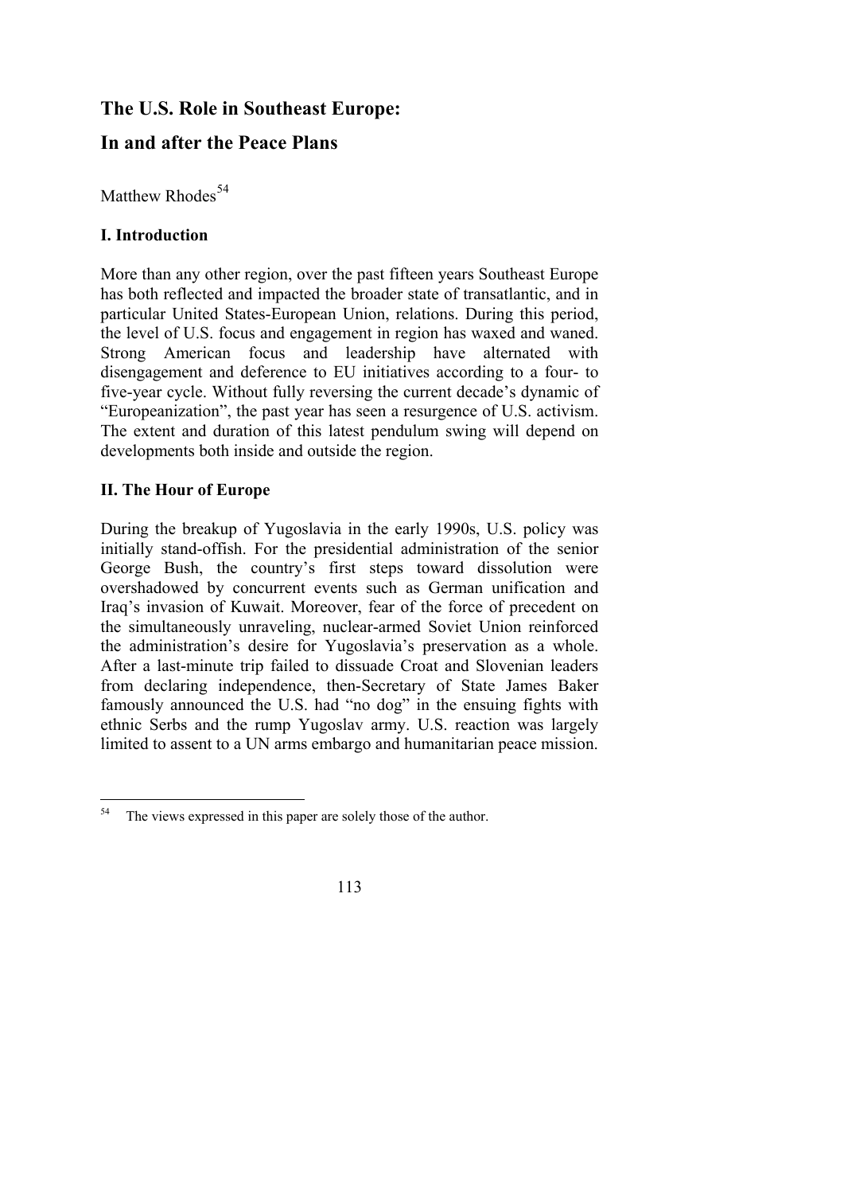# The U.S. Role in Southeast Europe:
# In and after the Peace Plans

Matthew Rhodes[54]

## I. Introduction

More than any other region, over the past fifteen years Southeast Europe has both reflected and impacted the broader state of transatlantic, and in particular United States-European Union, relations. During this period, the level of U.S. focus and engagement in region has waxed and waned. Strong American focus and leadership have alternated with disengagement and deference to EU initiatives according to a four- to five-year cycle. Without fully reversing the current decade's dynamic of "Europeanization", the past year has seen a resurgence of U.S. activism. The extent and duration of this latest pendulum swing will depend on developments both inside and outside the region.

## II. The Hour of Europe

During the breakup of Yugoslavia in the early 1990s, U.S. policy was initially stand-offish. For the presidential administration of the senior George Bush, the country's first steps toward dissolution were overshadowed by concurrent events such as German unification and Iraq's invasion of Kuwait. Moreover, fear of the force of precedent on the simultaneously unraveling, nuclear-armed Soviet Union reinforced the administration's desire for Yugoslavia's preservation as a whole. After a last-minute trip failed to dissuade Croat and Slovenian leaders from declaring independence, then-Secretary of State James Baker famously announced the U.S. had "no dog" in the ensuing fights with ethnic Serbs and the rump Yugoslav army. U.S. reaction was largely limited to assent to a UN arms embargo and humanitarian peace mission.

---

[54] The views expressed in this paper are solely those of the author.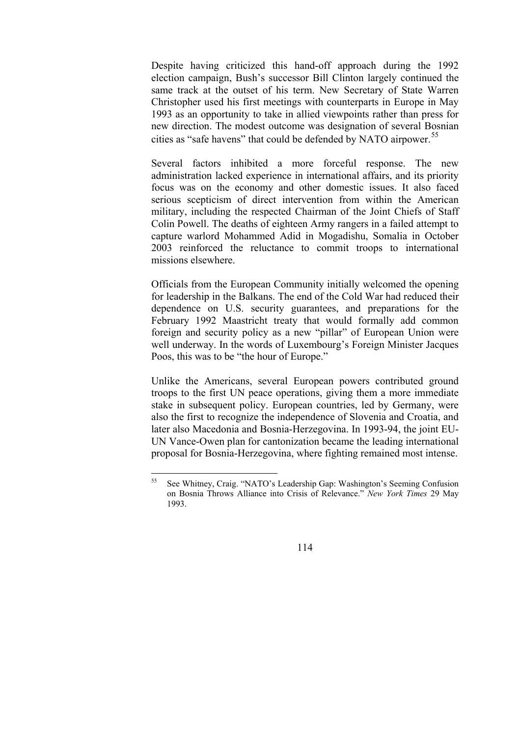Despite having criticized this hand-off approach during the 1992 election campaign, Bush's successor Bill Clinton largely continued the same track at the outset of his term. New Secretary of State Warren Christopher used his first meetings with counterparts in Europe in May 1993 as an opportunity to take in allied viewpoints rather than press for new direction. The modest outcome was designation of several Bosnian cities as "safe havens" that could be defended by NATO airpower.[55]

Several factors inhibited a more forceful response. The new administration lacked experience in international affairs, and its priority focus was on the economy and other domestic issues. It also faced serious scepticism of direct intervention from within the American military, including the respected Chairman of the Joint Chiefs of Staff Colin Powell. The deaths of eighteen Army rangers in a failed attempt to capture warlord Mohammed Adid in Mogadishu, Somalia in October 2003 reinforced the reluctance to commit troops to international missions elsewhere.

Officials from the European Community initially welcomed the opening for leadership in the Balkans. The end of the Cold War had reduced their dependence on U.S. security guarantees, and preparations for the February 1992 Maastricht treaty that would formally add common foreign and security policy as a new "pillar" of European Union were well underway. In the words of Luxembourg's Foreign Minister Jacques Poos, this was to be "the hour of Europe."

Unlike the Americans, several European powers contributed ground troops to the first UN peace operations, giving them a more immediate stake in subsequent policy. European countries, led by Germany, were also the first to recognize the independence of Slovenia and Croatia, and later also Macedonia and Bosnia-Herzegovina. In 1993-94, the joint EU-UN Vance-Owen plan for cantonization became the leading international proposal for Bosnia-Herzegovina, where fighting remained most intense.

[55] See Whitney, Craig. "NATO's Leadership Gap: Washington's Seeming Confusion on Bosnia Throws Alliance into Crisis of Relevance." *New York Times* 29 May 1993.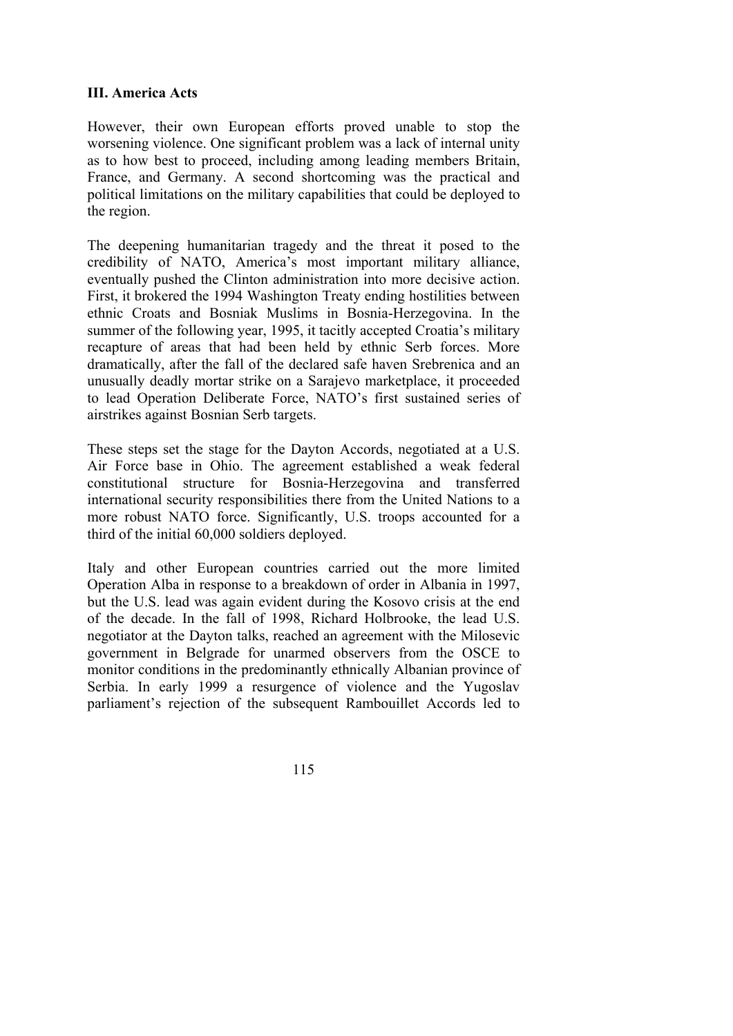### III. America Acts

However, their own European efforts proved unable to stop the worsening violence. One significant problem was a lack of internal unity as to how best to proceed, including among leading members Britain, France, and Germany. A second shortcoming was the practical and political limitations on the military capabilities that could be deployed to the region.

The deepening humanitarian tragedy and the threat it posed to the credibility of NATO, America's most important military alliance, eventually pushed the Clinton administration into more decisive action. First, it brokered the 1994 Washington Treaty ending hostilities between ethnic Croats and Bosniak Muslims in Bosnia-Herzegovina. In the summer of the following year, 1995, it tacitly accepted Croatia's military recapture of areas that had been held by ethnic Serb forces. More dramatically, after the fall of the declared safe haven Srebrenica and an unusually deadly mortar strike on a Sarajevo marketplace, it proceeded to lead Operation Deliberate Force, NATO's first sustained series of airstrikes against Bosnian Serb targets.

These steps set the stage for the Dayton Accords, negotiated at a U.S. Air Force base in Ohio. The agreement established a weak federal constitutional structure for Bosnia-Herzegovina and transferred international security responsibilities there from the United Nations to a more robust NATO force. Significantly, U.S. troops accounted for a third of the initial 60,000 soldiers deployed.

Italy and other European countries carried out the more limited Operation Alba in response to a breakdown of order in Albania in 1997, but the U.S. lead was again evident during the Kosovo crisis at the end of the decade. In the fall of 1998, Richard Holbrooke, the lead U.S. negotiator at the Dayton talks, reached an agreement with the Milosevic government in Belgrade for unarmed observers from the OSCE to monitor conditions in the predominantly ethnically Albanian province of Serbia. In early 1999 a resurgence of violence and the Yugoslav parliament's rejection of the subsequent Rambouillet Accords led to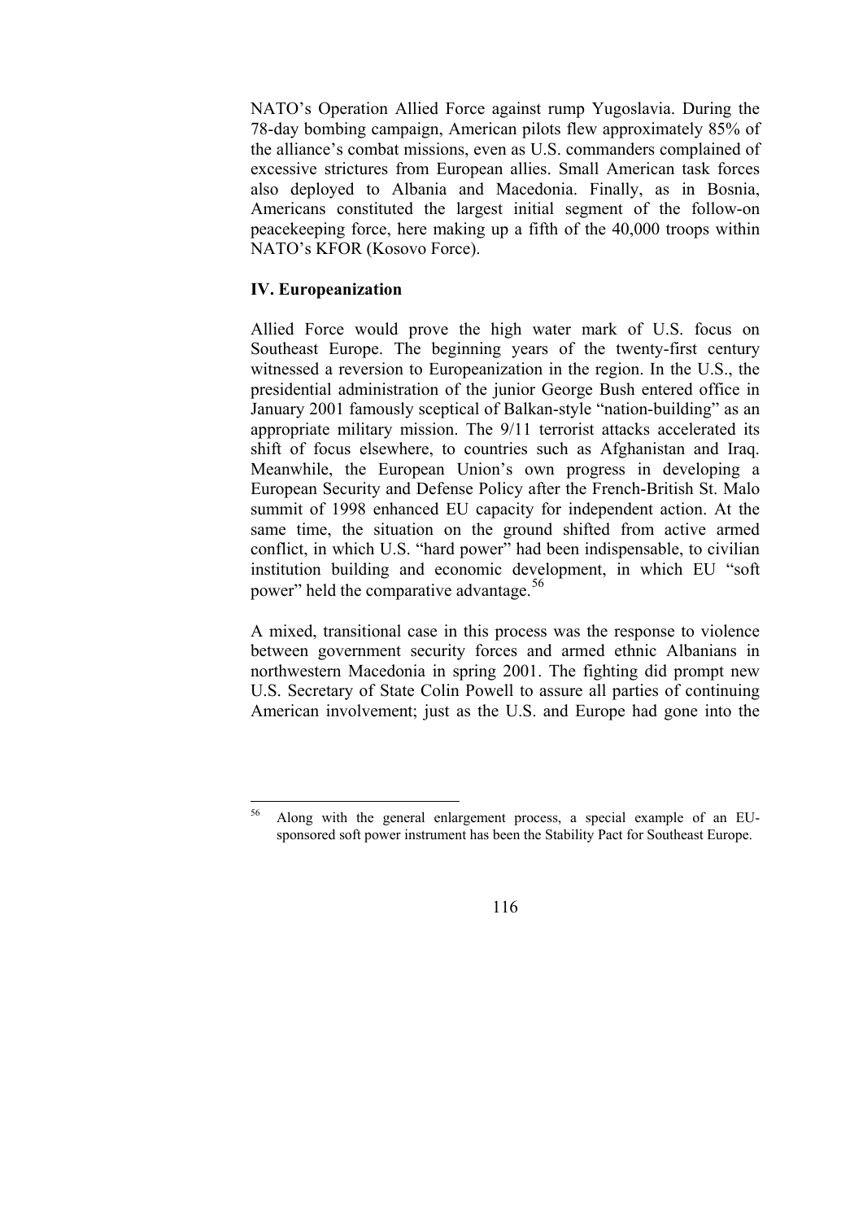NATO's Operation Allied Force against rump Yugoslavia. During the 78-day bombing campaign, American pilots flew approximately 85% of the alliance's combat missions, even as U.S. commanders complained of excessive strictures from European allies. Small American task forces also deployed to Albania and Macedonia. Finally, as in Bosnia, Americans constituted the largest initial segment of the follow-on peacekeeping force, here making up a fifth of the 40,000 troops within NATO's KFOR (Kosovo Force).

## IV. Europeanization

Allied Force would prove the high water mark of U.S. focus on Southeast Europe. The beginning years of the twenty-first century witnessed a reversion to Europeanization in the region. In the U.S., the presidential administration of the junior George Bush entered office in January 2001 famously sceptical of Balkan-style "nation-building" as an appropriate military mission. The 9/11 terrorist attacks accelerated its shift of focus elsewhere, to countries such as Afghanistan and Iraq. Meanwhile, the European Union's own progress in developing a European Security and Defense Policy after the French-British St. Malo summit of 1998 enhanced EU capacity for independent action. At the same time, the situation on the ground shifted from active armed conflict, in which U.S. "hard power" had been indispensable, to civilian institution building and economic development, in which EU "soft power" held the comparative advantage.[56]

A mixed, transitional case in this process was the response to violence between government security forces and armed ethnic Albanians in northwestern Macedonia in spring 2001. The fighting did prompt new U.S. Secretary of State Colin Powell to assure all parties of continuing American involvement; just as the U.S. and Europe had gone into the

[56] Along with the general enlargement process, a special example of an EU-sponsored soft power instrument has been the Stability Pact for Southeast Europe.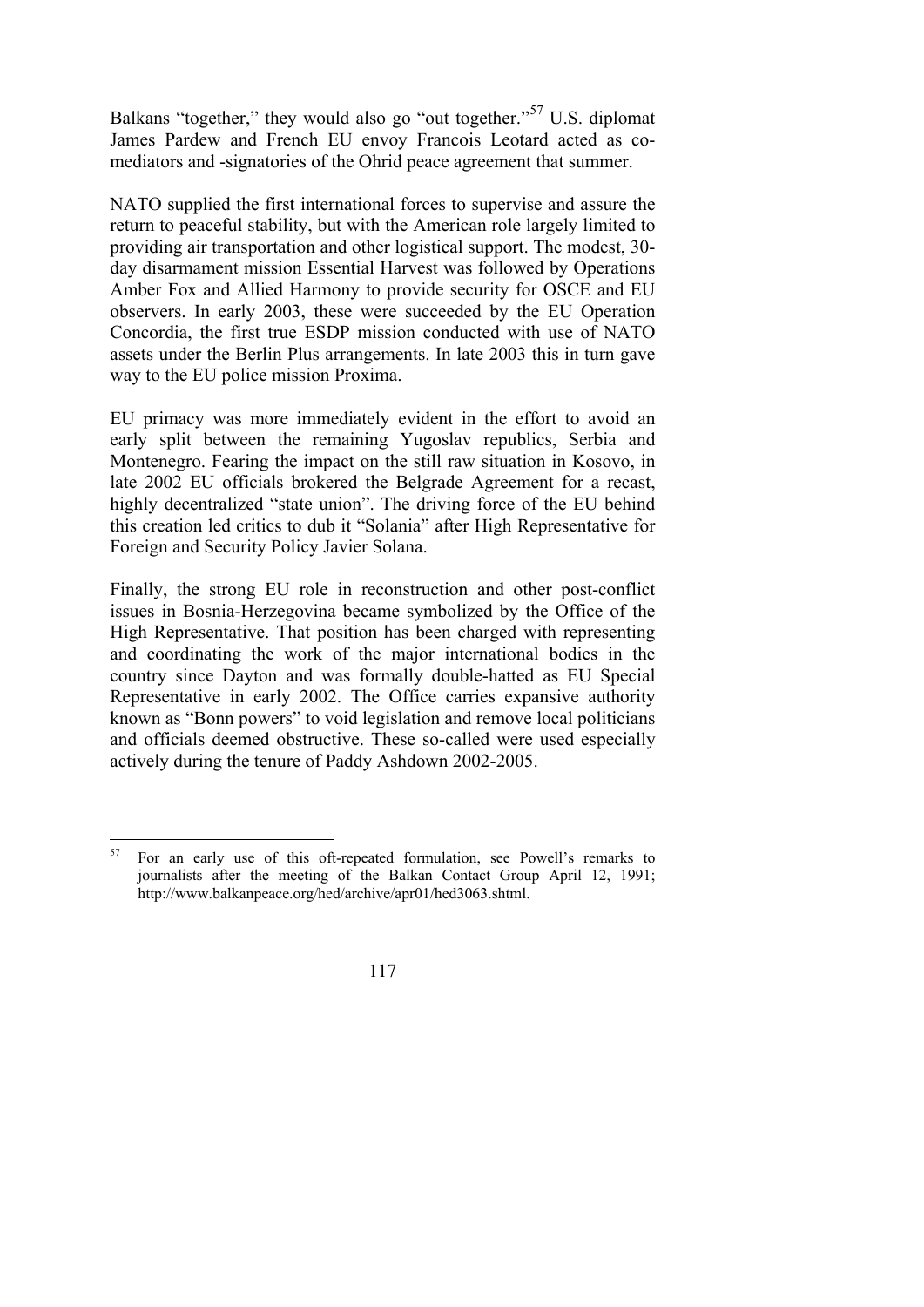Balkans "together," they would also go "out together."[57] U.S. diplomat James Pardew and French EU envoy Francois Leotard acted as co-mediators and -signatories of the Ohrid peace agreement that summer.

NATO supplied the first international forces to supervise and assure the return to peaceful stability, but with the American role largely limited to providing air transportation and other logistical support. The modest, 30-day disarmament mission Essential Harvest was followed by Operations Amber Fox and Allied Harmony to provide security for OSCE and EU observers. In early 2003, these were succeeded by the EU Operation Concordia, the first true ESDP mission conducted with use of NATO assets under the Berlin Plus arrangements. In late 2003 this in turn gave way to the EU police mission Proxima.

EU primacy was more immediately evident in the effort to avoid an early split between the remaining Yugoslav republics, Serbia and Montenegro. Fearing the impact on the still raw situation in Kosovo, in late 2002 EU officials brokered the Belgrade Agreement for a recast, highly decentralized "state union". The driving force of the EU behind this creation led critics to dub it "Solania" after High Representative for Foreign and Security Policy Javier Solana.

Finally, the strong EU role in reconstruction and other post-conflict issues in Bosnia-Herzegovina became symbolized by the Office of the High Representative. That position has been charged with representing and coordinating the work of the major international bodies in the country since Dayton and was formally double-hatted as EU Special Representative in early 2002. The Office carries expansive authority known as "Bonn powers" to void legislation and remove local politicians and officials deemed obstructive. These so-called were used especially actively during the tenure of Paddy Ashdown 2002-2005.

---

[57] For an early use of this oft-repeated formulation, see Powell's remarks to journalists after the meeting of the Balkan Contact Group April 12, 1991; http://www.balkanpeace.org/hed/archive/apr01/hed3063.shtml.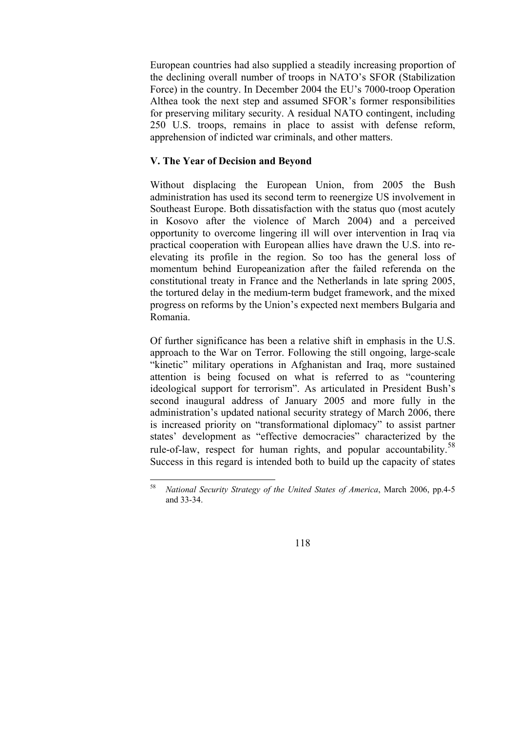European countries had also supplied a steadily increasing proportion of the declining overall number of troops in NATO's SFOR (Stabilization Force) in the country. In December 2004 the EU's 7000-troop Operation Althea took the next step and assumed SFOR's former responsibilities for preserving military security. A residual NATO contingent, including 250 U.S. troops, remains in place to assist with defense reform, apprehension of indicted war criminals, and other matters.

### V. The Year of Decision and Beyond

Without displacing the European Union, from 2005 the Bush administration has used its second term to reenergize US involvement in Southeast Europe. Both dissatisfaction with the status quo (most acutely in Kosovo after the violence of March 2004) and a perceived opportunity to overcome lingering ill will over intervention in Iraq via practical cooperation with European allies have drawn the U.S. into re-elevating its profile in the region. So too has the general loss of momentum behind Europeanization after the failed referenda on the constitutional treaty in France and the Netherlands in late spring 2005, the tortured delay in the medium-term budget framework, and the mixed progress on reforms by the Union's expected next members Bulgaria and Romania.

Of further significance has been a relative shift in emphasis in the U.S. approach to the War on Terror. Following the still ongoing, large-scale "kinetic" military operations in Afghanistan and Iraq, more sustained attention is being focused on what is referred to as "countering ideological support for terrorism". As articulated in President Bush's second inaugural address of January 2005 and more fully in the administration's updated national security strategy of March 2006, there is increased priority on "transformational diplomacy" to assist partner states' development as "effective democracies" characterized by the rule-of-law, respect for human rights, and popular accountability.[58] Success in this regard is intended both to build up the capacity of states

[58] *National Security Strategy of the United States of America*, March 2006, pp.4-5 and 33-34.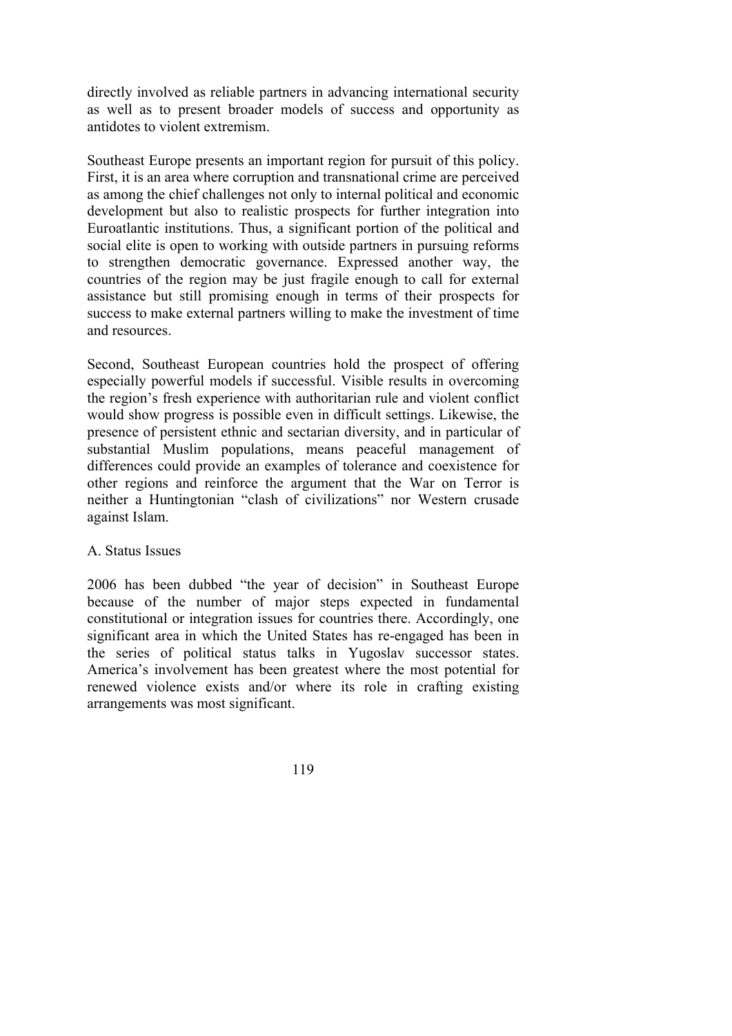directly involved as reliable partners in advancing international security as well as to present broader models of success and opportunity as antidotes to violent extremism.

Southeast Europe presents an important region for pursuit of this policy. First, it is an area where corruption and transnational crime are perceived as among the chief challenges not only to internal political and economic development but also to realistic prospects for further integration into Euroatlantic institutions. Thus, a significant portion of the political and social elite is open to working with outside partners in pursuing reforms to strengthen democratic governance. Expressed another way, the countries of the region may be just fragile enough to call for external assistance but still promising enough in terms of their prospects for success to make external partners willing to make the investment of time and resources.

Second, Southeast European countries hold the prospect of offering especially powerful models if successful. Visible results in overcoming the region's fresh experience with authoritarian rule and violent conflict would show progress is possible even in difficult settings. Likewise, the presence of persistent ethnic and sectarian diversity, and in particular of substantial Muslim populations, means peaceful management of differences could provide an examples of tolerance and coexistence for other regions and reinforce the argument that the War on Terror is neither a Huntingtonian "clash of civilizations" nor Western crusade against Islam.

### A. Status Issues

2006 has been dubbed "the year of decision" in Southeast Europe because of the number of major steps expected in fundamental constitutional or integration issues for countries there. Accordingly, one significant area in which the United States has re-engaged has been in the series of political status talks in Yugoslav successor states. America's involvement has been greatest where the most potential for renewed violence exists and/or where its role in crafting existing arrangements was most significant.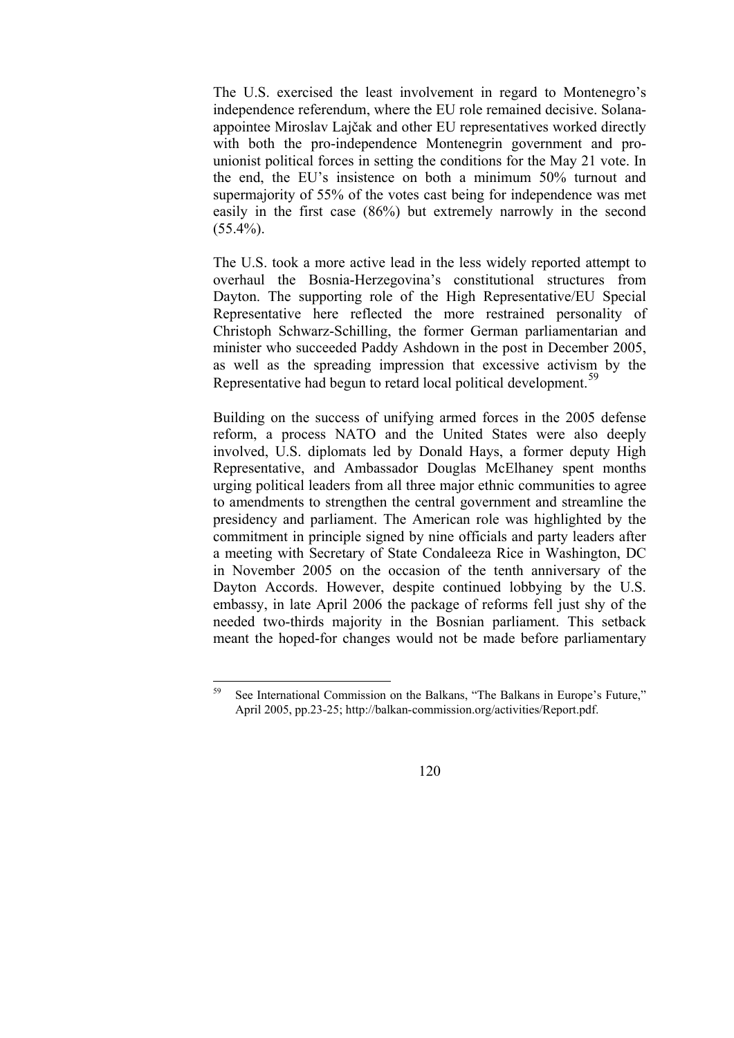The U.S. exercised the least involvement in regard to Montenegro's independence referendum, where the EU role remained decisive. Solana-appointee Miroslav Lajčak and other EU representatives worked directly with both the pro-independence Montenegrin government and pro-unionist political forces in setting the conditions for the May 21 vote. In the end, the EU's insistence on both a minimum 50% turnout and supermajority of 55% of the votes cast being for independence was met easily in the first case (86%) but extremely narrowly in the second (55.4%).

The U.S. took a more active lead in the less widely reported attempt to overhaul the Bosnia-Herzegovina's constitutional structures from Dayton. The supporting role of the High Representative/EU Special Representative here reflected the more restrained personality of Christoph Schwarz-Schilling, the former German parliamentarian and minister who succeeded Paddy Ashdown in the post in December 2005, as well as the spreading impression that excessive activism by the Representative had begun to retard local political development.[59]

Building on the success of unifying armed forces in the 2005 defense reform, a process NATO and the United States were also deeply involved, U.S. diplomats led by Donald Hays, a former deputy High Representative, and Ambassador Douglas McElhaney spent months urging political leaders from all three major ethnic communities to agree to amendments to strengthen the central government and streamline the presidency and parliament. The American role was highlighted by the commitment in principle signed by nine officials and party leaders after a meeting with Secretary of State Condaleeza Rice in Washington, DC in November 2005 on the occasion of the tenth anniversary of the Dayton Accords. However, despite continued lobbying by the U.S. embassy, in late April 2006 the package of reforms fell just shy of the needed two-thirds majority in the Bosnian parliament. This setback meant the hoped-for changes would not be made before parliamentary

---

[59] See International Commission on the Balkans, "The Balkans in Europe's Future," April 2005, pp.23-25; http://balkan-commission.org/activities/Report.pdf.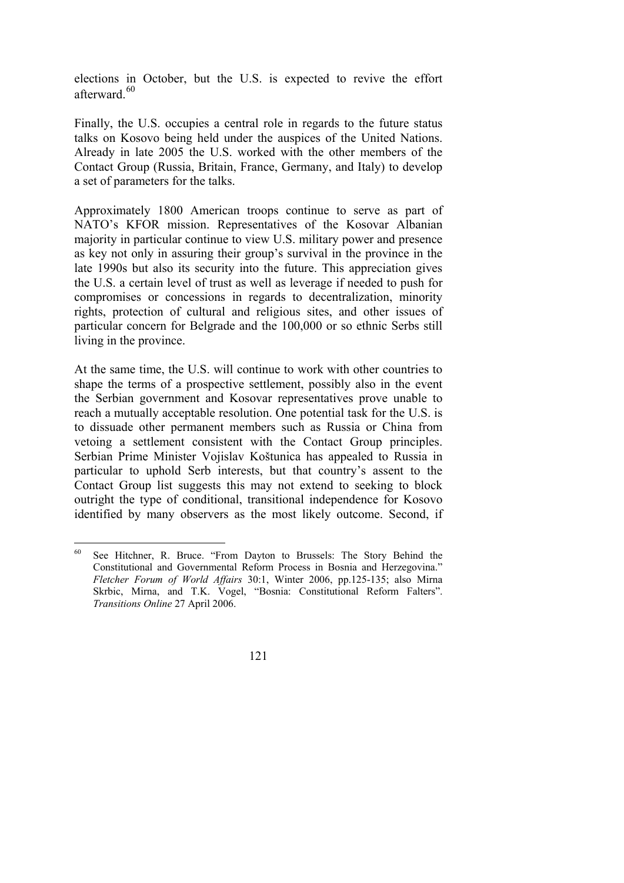elections in October, but the U.S. is expected to revive the effort afterward.[60]

Finally, the U.S. occupies a central role in regards to the future status talks on Kosovo being held under the auspices of the United Nations. Already in late 2005 the U.S. worked with the other members of the Contact Group (Russia, Britain, France, Germany, and Italy) to develop a set of parameters for the talks.

Approximately 1800 American troops continue to serve as part of NATO's KFOR mission. Representatives of the Kosovar Albanian majority in particular continue to view U.S. military power and presence as key not only in assuring their group's survival in the province in the late 1990s but also its security into the future. This appreciation gives the U.S. a certain level of trust as well as leverage if needed to push for compromises or concessions in regards to decentralization, minority rights, protection of cultural and religious sites, and other issues of particular concern for Belgrade and the 100,000 or so ethnic Serbs still living in the province.

At the same time, the U.S. will continue to work with other countries to shape the terms of a prospective settlement, possibly also in the event the Serbian government and Kosovar representatives prove unable to reach a mutually acceptable resolution. One potential task for the U.S. is to dissuade other permanent members such as Russia or China from vetoing a settlement consistent with the Contact Group principles. Serbian Prime Minister Vojislav Koštunica has appealed to Russia in particular to uphold Serb interests, but that country's assent to the Contact Group list suggests this may not extend to seeking to block outright the type of conditional, transitional independence for Kosovo identified by many observers as the most likely outcome. Second, if

---

[60] See Hitchner, R. Bruce. "From Dayton to Brussels: The Story Behind the Constitutional and Governmental Reform Process in Bosnia and Herzegovina." *Fletcher Forum of World Affairs* 30:1, Winter 2006, pp.125-135; also Mirna Skrbic, Mirna, and T.K. Vogel, "Bosnia: Constitutional Reform Falters". *Transitions Online* 27 April 2006.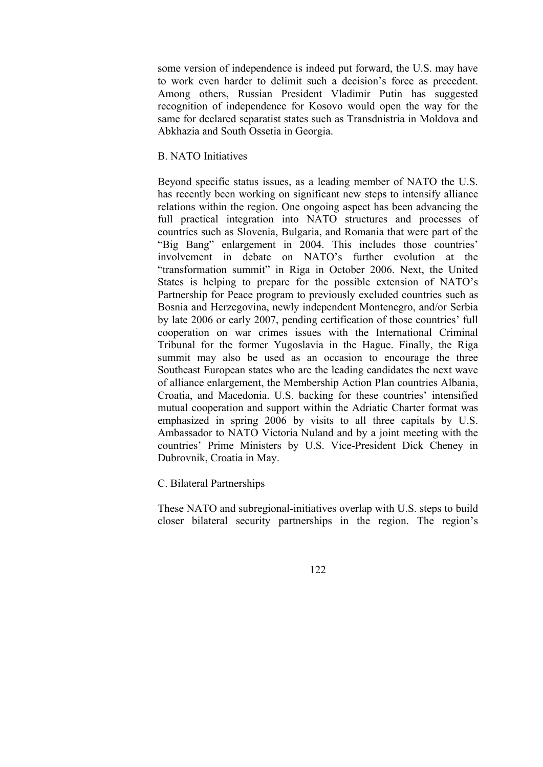some version of independence is indeed put forward, the U.S. may have to work even harder to delimit such a decision's force as precedent. Among others, Russian President Vladimir Putin has suggested recognition of independence for Kosovo would open the way for the same for declared separatist states such as Transdnistria in Moldova and Abkhazia and South Ossetia in Georgia.

### B. NATO Initiatives

Beyond specific status issues, as a leading member of NATO the U.S. has recently been working on significant new steps to intensify alliance relations within the region. One ongoing aspect has been advancing the full practical integration into NATO structures and processes of countries such as Slovenia, Bulgaria, and Romania that were part of the "Big Bang" enlargement in 2004. This includes those countries' involvement in debate on NATO's further evolution at the "transformation summit" in Riga in October 2006. Next, the United States is helping to prepare for the possible extension of NATO's Partnership for Peace program to previously excluded countries such as Bosnia and Herzegovina, newly independent Montenegro, and/or Serbia by late 2006 or early 2007, pending certification of those countries' full cooperation on war crimes issues with the International Criminal Tribunal for the former Yugoslavia in the Hague. Finally, the Riga summit may also be used as an occasion to encourage the three Southeast European states who are the leading candidates the next wave of alliance enlargement, the Membership Action Plan countries Albania, Croatia, and Macedonia. U.S. backing for these countries' intensified mutual cooperation and support within the Adriatic Charter format was emphasized in spring 2006 by visits to all three capitals by U.S. Ambassador to NATO Victoria Nuland and by a joint meeting with the countries' Prime Ministers by U.S. Vice-President Dick Cheney in Dubrovnik, Croatia in May.

### C. Bilateral Partnerships

These NATO and subregional-initiatives overlap with U.S. steps to build closer bilateral security partnerships in the region. The region's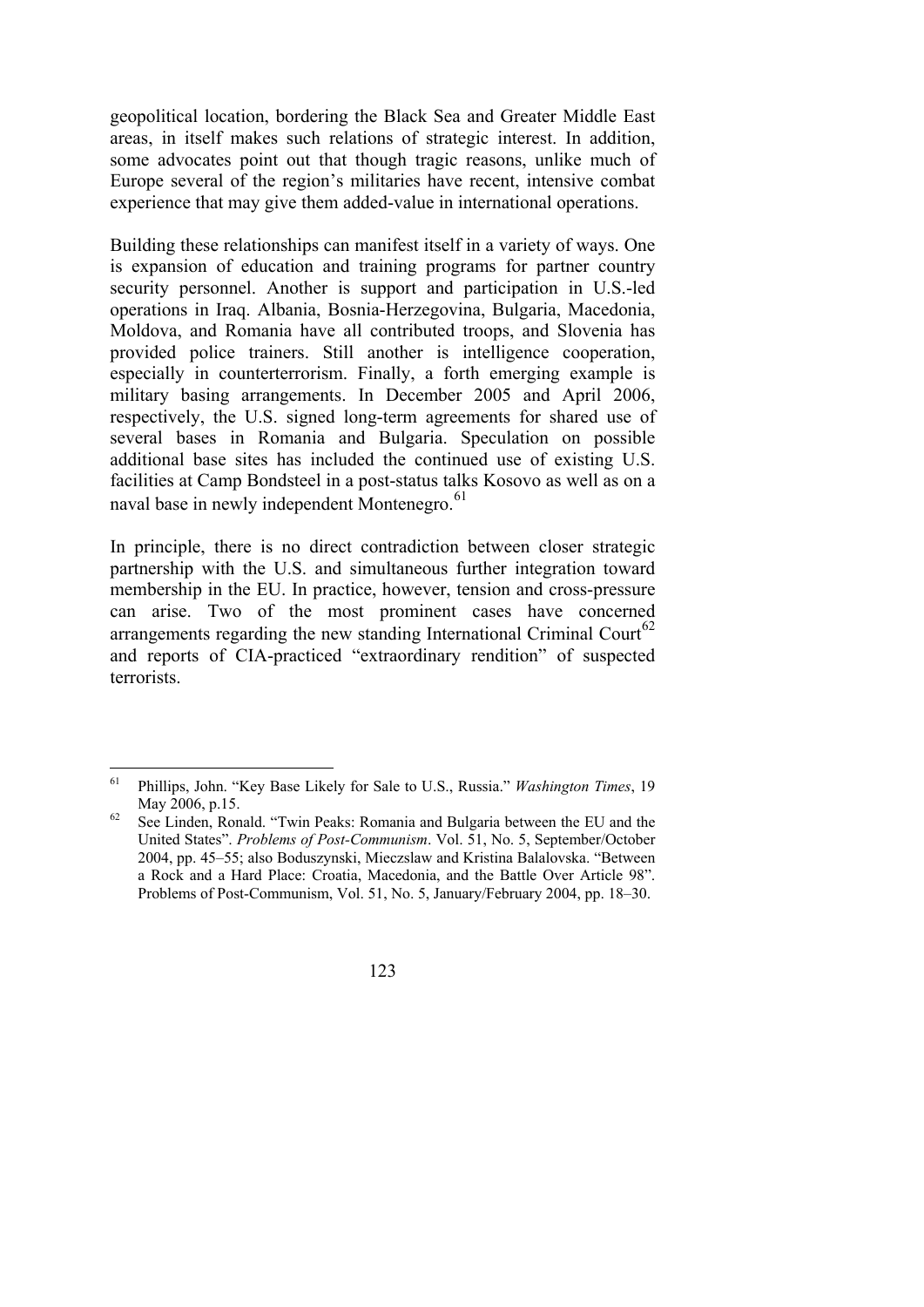geopolitical location, bordering the Black Sea and Greater Middle East areas, in itself makes such relations of strategic interest. In addition, some advocates point out that though tragic reasons, unlike much of Europe several of the region's militaries have recent, intensive combat experience that may give them added-value in international operations.

Building these relationships can manifest itself in a variety of ways. One is expansion of education and training programs for partner country security personnel. Another is support and participation in U.S.-led operations in Iraq. Albania, Bosnia-Herzegovina, Bulgaria, Macedonia, Moldova, and Romania have all contributed troops, and Slovenia has provided police trainers. Still another is intelligence cooperation, especially in counterterrorism. Finally, a forth emerging example is military basing arrangements. In December 2005 and April 2006, respectively, the U.S. signed long-term agreements for shared use of several bases in Romania and Bulgaria. Speculation on possible additional base sites has included the continued use of existing U.S. facilities at Camp Bondsteel in a post-status talks Kosovo as well as on a naval base in newly independent Montenegro.[61]

In principle, there is no direct contradiction between closer strategic partnership with the U.S. and simultaneous further integration toward membership in the EU. In practice, however, tension and cross-pressure can arise. Two of the most prominent cases have concerned arrangements regarding the new standing International Criminal Court[62] and reports of CIA-practiced "extraordinary rendition" of suspected terrorists.

---

[61] Phillips, John. "Key Base Likely for Sale to U.S., Russia." *Washington Times*, 19 May 2006, p.15.

[62] See Linden, Ronald. "Twin Peaks: Romania and Bulgaria between the EU and the United States". *Problems of Post-Communism*. Vol. 51, No. 5, September/October 2004, pp. 45–55; also Boduszynski, Mieczslaw and Kristina Balalovska. "Between a Rock and a Hard Place: Croatia, Macedonia, and the Battle Over Article 98". Problems of Post-Communism, Vol. 51, No. 5, January/February 2004, pp. 18–30.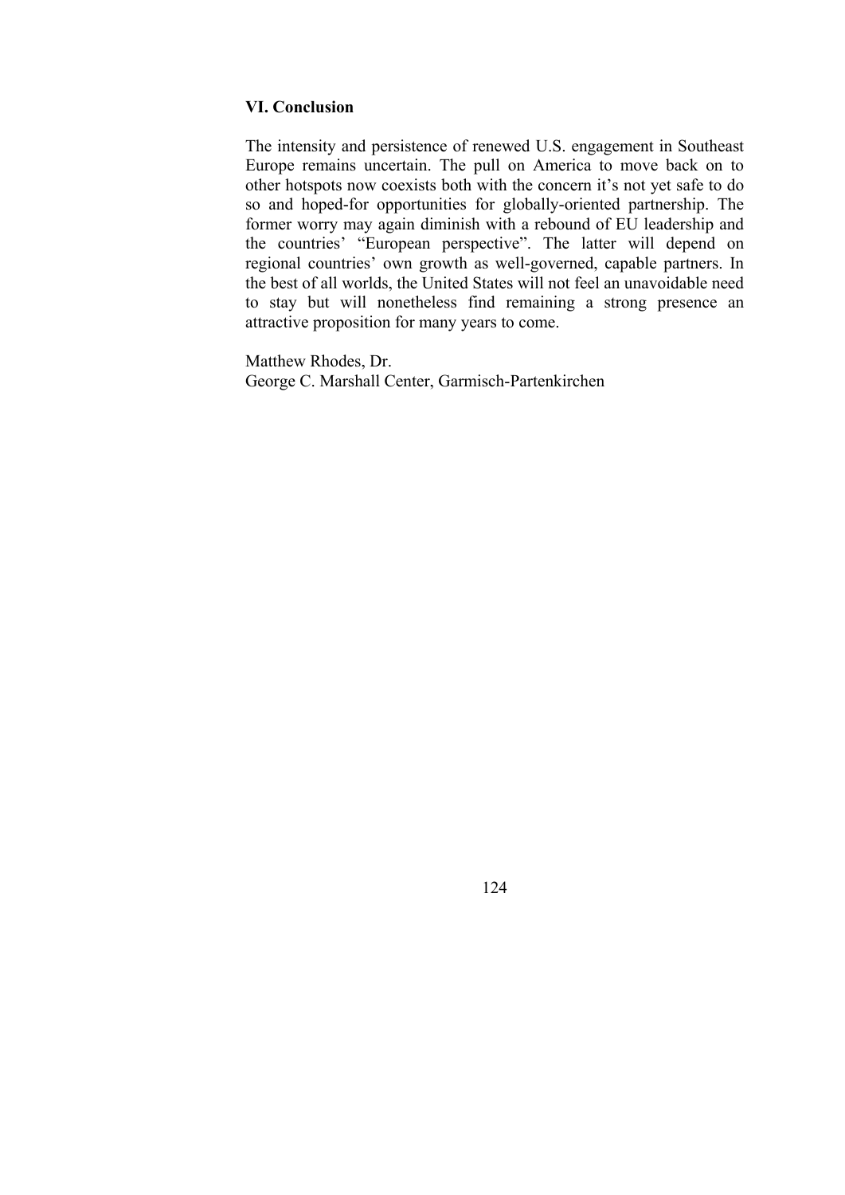## VI. Conclusion

The intensity and persistence of renewed U.S. engagement in Southeast Europe remains uncertain. The pull on America to move back on to other hotspots now coexists both with the concern it's not yet safe to do so and hoped-for opportunities for globally-oriented partnership. The former worry may again diminish with a rebound of EU leadership and the countries' "European perspective". The latter will depend on regional countries' own growth as well-governed, capable partners. In the best of all worlds, the United States will not feel an unavoidable need to stay but will nonetheless find remaining a strong presence an attractive proposition for many years to come.

Matthew Rhodes, Dr.
George C. Marshall Center, Garmisch-Partenkirchen